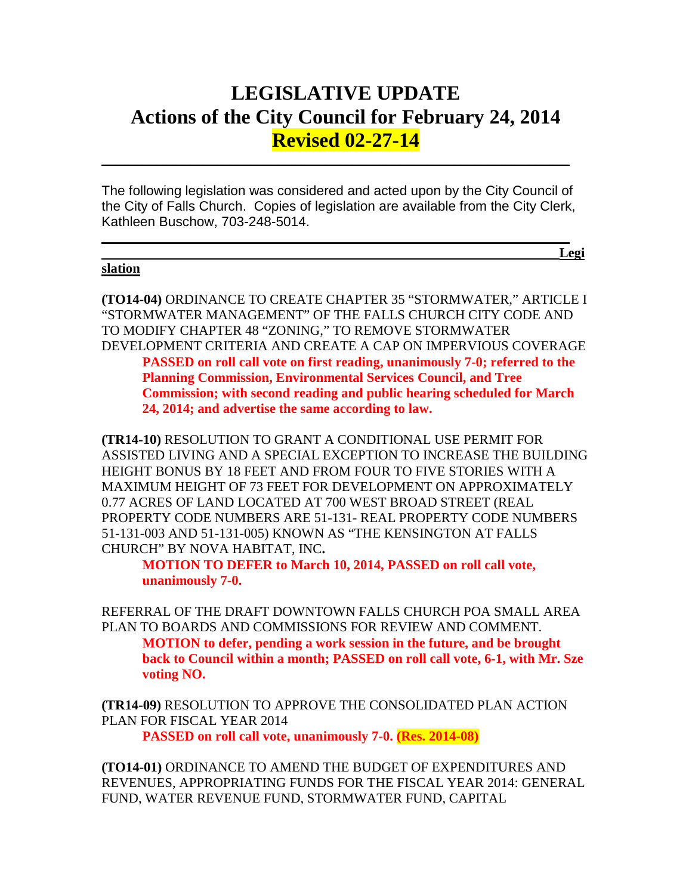# LEGISLATIVE UPDATE
# Actions of the City Council for February 24, 2014
# Revised 02-27-14

---

The following legislation was considered and acted upon by the City Council of the City of Falls Church. Copies of legislation are available from the City Clerk, Kathleen Buschow, 703-248-5014.

---

**Legislation**

**(TO14-04)** ORDINANCE TO CREATE CHAPTER 35 "STORMWATER," ARTICLE I "STORMWATER MANAGEMENT" OF THE FALLS CHURCH CITY CODE AND TO MODIFY CHAPTER 48 "ZONING," TO REMOVE STORMWATER DEVELOPMENT CRITERIA AND CREATE A CAP ON IMPERVIOUS COVERAGE

> **PASSED on roll call vote on first reading, unanimously 7-0; referred to the Planning Commission, Environmental Services Council, and Tree Commission; with second reading and public hearing scheduled for March 24, 2014; and advertise the same according to law.**

**(TR14-10)** RESOLUTION TO GRANT A CONDITIONAL USE PERMIT FOR ASSISTED LIVING AND A SPECIAL EXCEPTION TO INCREASE THE BUILDING HEIGHT BONUS BY 18 FEET AND FROM FOUR TO FIVE STORIES WITH A MAXIMUM HEIGHT OF 73 FEET FOR DEVELOPMENT ON APPROXIMATELY 0.77 ACRES OF LAND LOCATED AT 700 WEST BROAD STREET (REAL PROPERTY CODE NUMBERS ARE 51-131- REAL PROPERTY CODE NUMBERS 51-131-003 AND 51-131-005) KNOWN AS "THE KENSINGTON AT FALLS CHURCH" BY NOVA HABITAT, INC**.**

> **MOTION TO DEFER to March 10, 2014, PASSED on roll call vote, unanimously 7-0.**

REFERRAL OF THE DRAFT DOWNTOWN FALLS CHURCH POA SMALL AREA PLAN TO BOARDS AND COMMISSIONS FOR REVIEW AND COMMENT.

> **MOTION to defer, pending a work session in the future, and be brought back to Council within a month; PASSED on roll call vote, 6-1, with Mr. Sze voting NO.**

**(TR14-09)** RESOLUTION TO APPROVE THE CONSOLIDATED PLAN ACTION PLAN FOR FISCAL YEAR 2014

> **PASSED on roll call vote, unanimously 7-0. (Res. 2014-08)**

**(TO14-01)** ORDINANCE TO AMEND THE BUDGET OF EXPENDITURES AND REVENUES, APPROPRIATING FUNDS FOR THE FISCAL YEAR 2014: GENERAL FUND, WATER REVENUE FUND, STORMWATER FUND, CAPITAL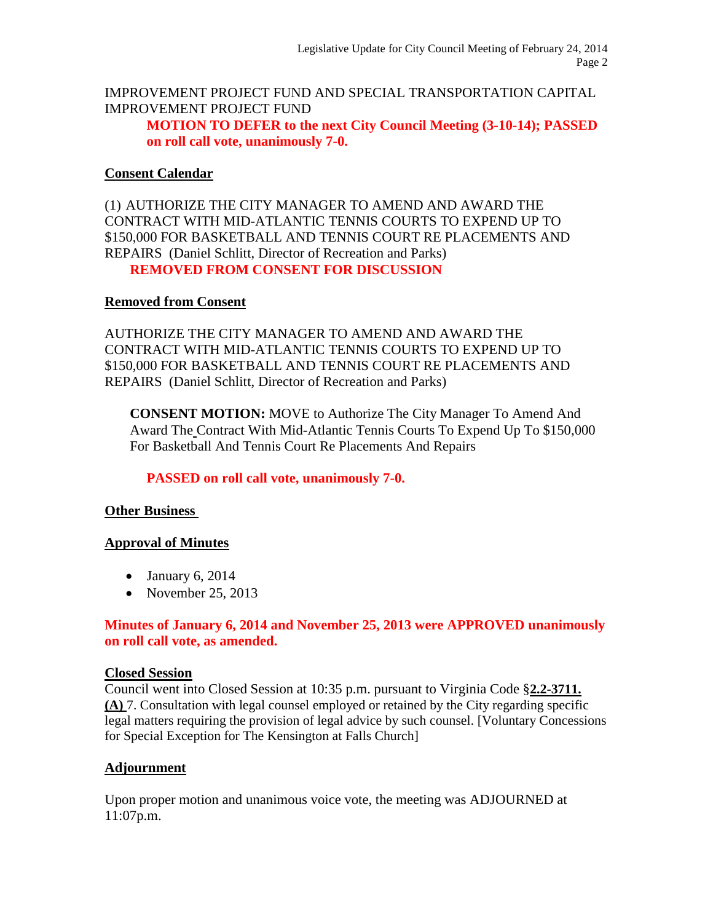IMPROVEMENT PROJECT FUND AND SPECIAL TRANSPORTATION CAPITAL IMPROVEMENT PROJECT FUND

**MOTION TO DEFER to the next City Council Meeting (3-10-14); PASSED on roll call vote, unanimously 7-0.**

## Consent Calendar

(1) AUTHORIZE THE CITY MANAGER TO AMEND AND AWARD THE CONTRACT WITH MID-ATLANTIC TENNIS COURTS TO EXPEND UP TO $150,000 FOR BASKETBALL AND TENNIS COURT RE PLACEMENTS AND REPAIRS (Daniel Schlitt, Director of Recreation and Parks)

**REMOVED FROM CONSENT FOR DISCUSSION**

## Removed from Consent

AUTHORIZE THE CITY MANAGER TO AMEND AND AWARD THE CONTRACT WITH MID-ATLANTIC TENNIS COURTS TO EXPEND UP TO $150,000 FOR BASKETBALL AND TENNIS COURT RE PLACEMENTS AND REPAIRS (Daniel Schlitt, Director of Recreation and Parks)

**CONSENT MOTION:** MOVE to Authorize The City Manager To Amend And Award The Contract With Mid-Atlantic Tennis Courts To Expend Up To $150,000 For Basketball And Tennis Court Re Placements And Repairs

**PASSED on roll call vote, unanimously 7-0.**

## Other Business

## Approval of Minutes

- January 6, 2014
- November 25, 2013

**Minutes of January 6, 2014 and November 25, 2013 were APPROVED unanimously on roll call vote, as amended.**

## Closed Session

Council went into Closed Session at 10:35 p.m. pursuant to Virginia Code §**2.2-3711. (A)** 7. Consultation with legal counsel employed or retained by the City regarding specific legal matters requiring the provision of legal advice by such counsel. [Voluntary Concessions for Special Exception for The Kensington at Falls Church]

## Adjournment

Upon proper motion and unanimous voice vote, the meeting was ADJOURNED at 11:07p.m.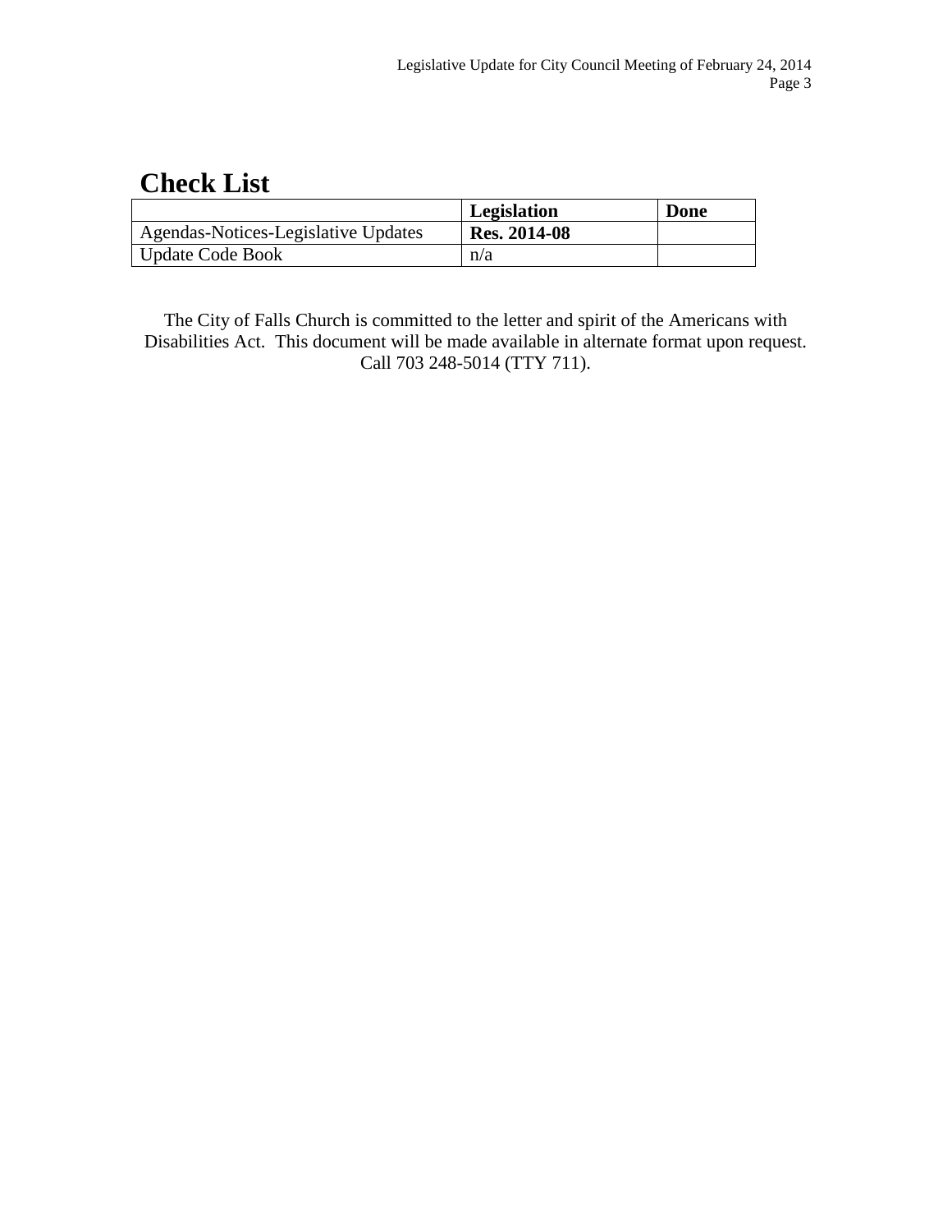## Check List

| | Legislation | Done |
|---|---|---|
| Agendas-Notices-Legislative Updates | **Res. 2014-08** | |
| Update Code Book | n/a | |

The City of Falls Church is committed to the letter and spirit of the Americans with Disabilities Act. This document will be made available in alternate format upon request. Call 703 248-5014 (TTY 711).